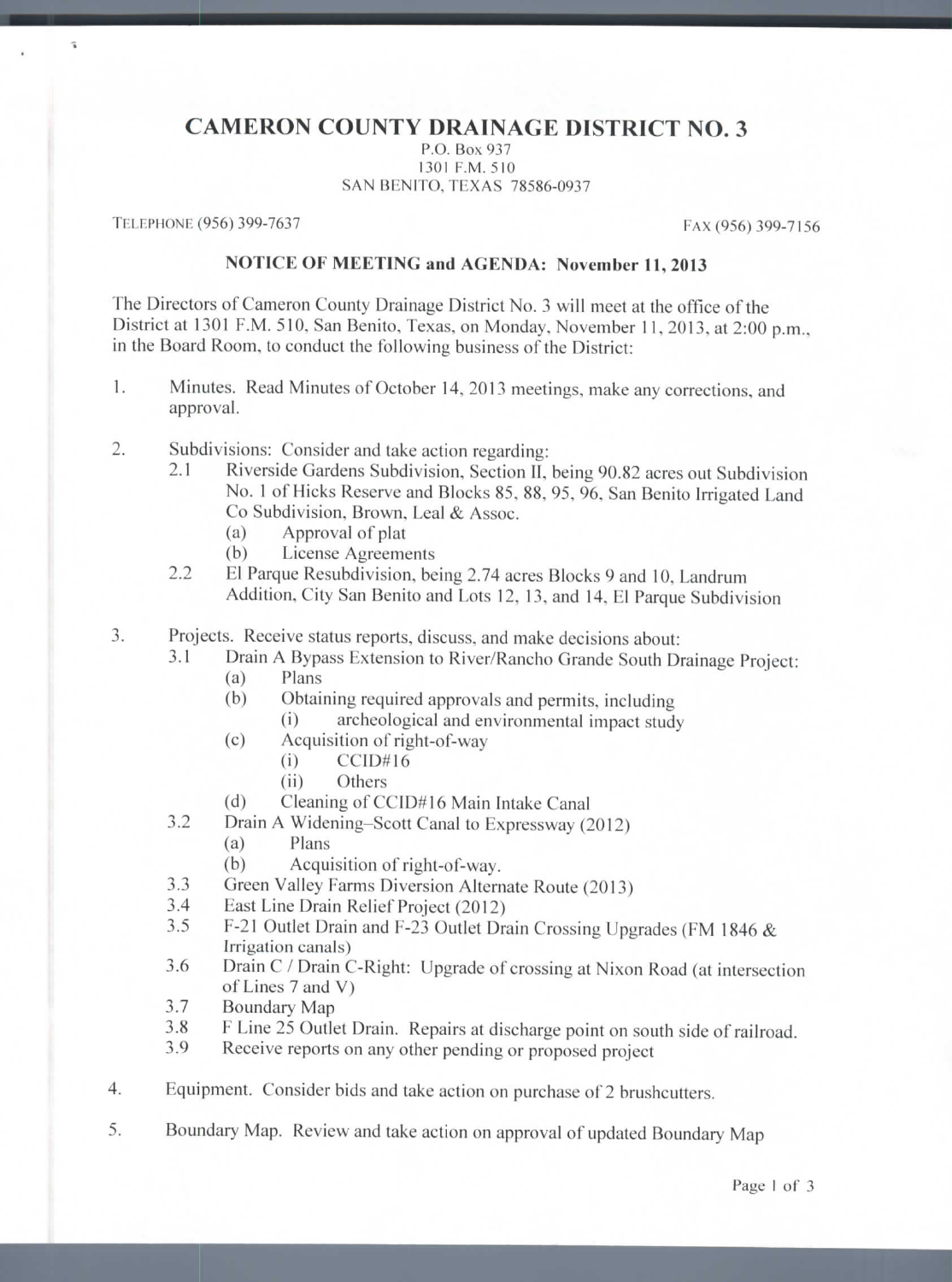# CAMERON COUNTY DRAINAGE DISTRICT NO. 3

P.O. Box 937
1301 F.M. 510
SAN BENITO, TEXAS 78586-0937

TELEPHONE (956) 399-7637 FAX (956) 399-7156

## NOTICE OF MEETING and AGENDA: November 11, 2013

The Directors of Cameron County Drainage District No. 3 will meet at the office of the District at 1301 F.M. 510, San Benito, Texas, on Monday, November 11, 2013, at 2:00 p.m., in the Board Room, to conduct the following business of the District:

1. Minutes. Read Minutes of October 14, 2013 meetings, make any corrections, and approval.

2. Subdivisions: Consider and take action regarding:
   - 2.1 Riverside Gardens Subdivision, Section II, being 90.82 acres out Subdivision No. 1 of Hicks Reserve and Blocks 85, 88, 95, 96, San Benito Irrigated Land Co Subdivision, Brown, Leal & Assoc.
     - (a) Approval of plat
     - (b) License Agreements
   - 2.2 El Parque Resubdivision, being 2.74 acres Blocks 9 and 10, Landrum Addition, City San Benito and Lots 12, 13, and 14, El Parque Subdivision

3. Projects. Receive status reports, discuss, and make decisions about:
   - 3.1 Drain A Bypass Extension to River/Rancho Grande South Drainage Project:
     - (a) Plans
     - (b) Obtaining required approvals and permits, including
       - (i) archeological and environmental impact study
     - (c) Acquisition of right-of-way
       - (i) CCID#16
       - (ii) Others
     - (d) Cleaning of CCID#16 Main Intake Canal
   - 3.2 Drain A Widening–Scott Canal to Expressway (2012)
     - (a) Plans
     - (b) Acquisition of right-of-way.
   - 3.3 Green Valley Farms Diversion Alternate Route (2013)
   - 3.4 East Line Drain Relief Project (2012)
   - 3.5 F-21 Outlet Drain and F-23 Outlet Drain Crossing Upgrades (FM 1846 & Irrigation canals)
   - 3.6 Drain C / Drain C-Right: Upgrade of crossing at Nixon Road (at intersection of Lines 7 and V)
   - 3.7 Boundary Map
   - 3.8 F Line 25 Outlet Drain. Repairs at discharge point on south side of railroad.
   - 3.9 Receive reports on any other pending or proposed project

4. Equipment. Consider bids and take action on purchase of 2 brushcutters.

5. Boundary Map. Review and take action on approval of updated Boundary Map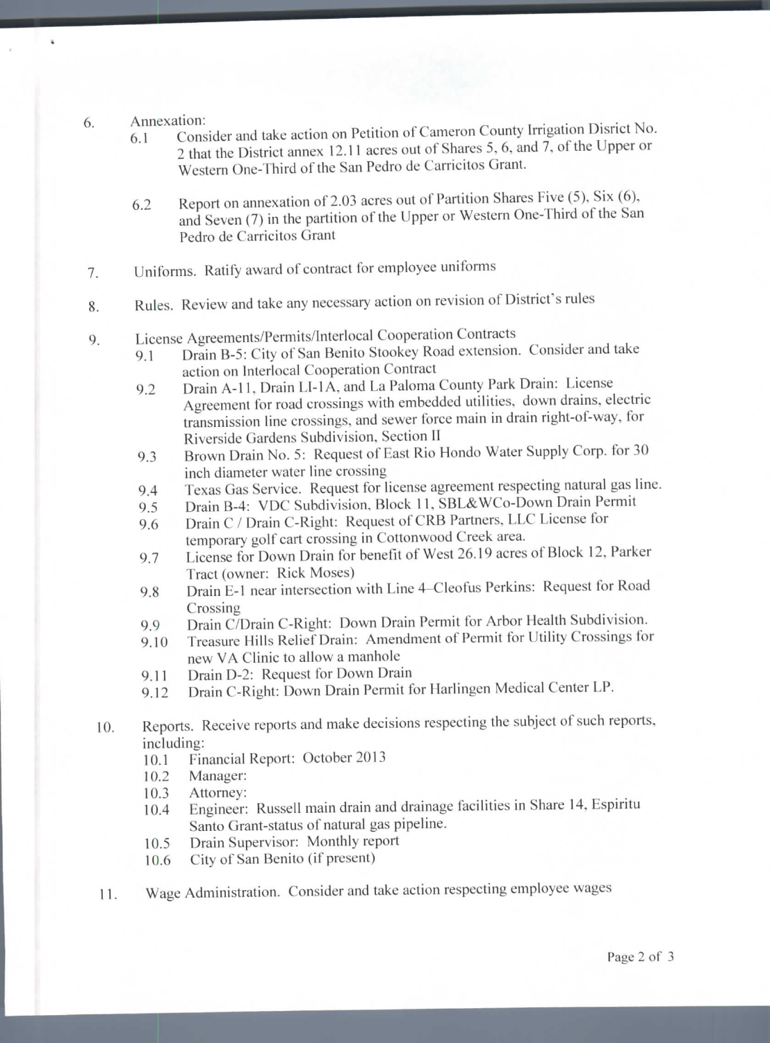6. Annexation:
   - 6.1 Consider and take action on Petition of Cameron County Irrigation Disrict No. 2 that the District annex 12.11 acres out of Shares 5, 6, and 7, of the Upper or Western One-Third of the San Pedro de Carricitos Grant.
   - 6.2 Report on annexation of 2.03 acres out of Partition Shares Five (5), Six (6), and Seven (7) in the partition of the Upper or Western One-Third of the San Pedro de Carricitos Grant

7. Uniforms. Ratify award of contract for employee uniforms

8. Rules. Review and take any necessary action on revision of District's rules

9. License Agreements/Permits/Interlocal Cooperation Contracts
   - 9.1 Drain B-5: City of San Benito Stookey Road extension. Consider and take action on Interlocal Cooperation Contract
   - 9.2 Drain A-11, Drain LI-1A, and La Paloma County Park Drain: License Agreement for road crossings with embedded utilities, down drains, electric transmission line crossings, and sewer force main in drain right-of-way, for Riverside Gardens Subdivision, Section II
   - 9.3 Brown Drain No. 5: Request of East Rio Hondo Water Supply Corp. for 30 inch diameter water line crossing
   - 9.4 Texas Gas Service. Request for license agreement respecting natural gas line.
   - 9.5 Drain B-4: VDC Subdivision, Block 11, SBL&WCo-Down Drain Permit
   - 9.6 Drain C / Drain C-Right: Request of CRB Partners, LLC License for temporary golf cart crossing in Cottonwood Creek area.
   - 9.7 License for Down Drain for benefit of West 26.19 acres of Block 12, Parker Tract (owner: Rick Moses)
   - 9.8 Drain E-1 near intersection with Line 4–Cleofus Perkins: Request for Road Crossing
   - 9.9 Drain C/Drain C-Right: Down Drain Permit for Arbor Health Subdivision.
   - 9.10 Treasure Hills Relief Drain: Amendment of Permit for Utility Crossings for new VA Clinic to allow a manhole
   - 9.11 Drain D-2: Request for Down Drain
   - 9.12 Drain C-Right: Down Drain Permit for Harlingen Medical Center LP.

10. Reports. Receive reports and make decisions respecting the subject of such reports, including:
    - 10.1 Financial Report: October 2013
    - 10.2 Manager:
    - 10.3 Attorney:
    - 10.4 Engineer: Russell main drain and drainage facilities in Share 14, Espiritu Santo Grant-status of natural gas pipeline.
    - 10.5 Drain Supervisor: Monthly report
    - 10.6 City of San Benito (if present)

11. Wage Administration. Consider and take action respecting employee wages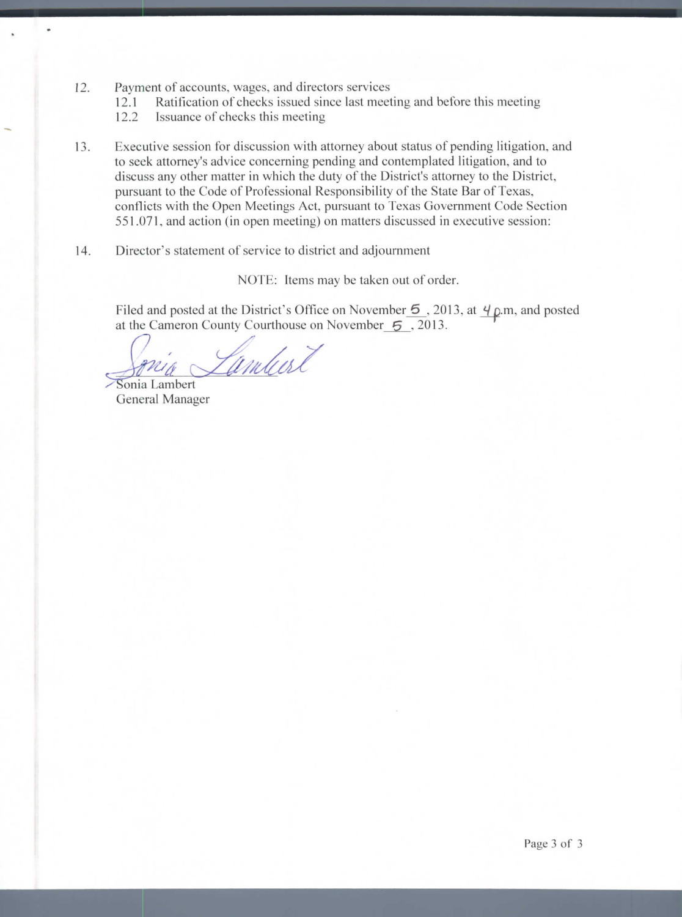12. Payment of accounts, wages, and directors services
    12.1 Ratification of checks issued since last meeting and before this meeting
    12.2 Issuance of checks this meeting

13. Executive session for discussion with attorney about status of pending litigation, and to seek attorney's advice concerning pending and contemplated litigation, and to discuss any other matter in which the duty of the District's attorney to the District, pursuant to the Code of Professional Responsibility of the State Bar of Texas, conflicts with the Open Meetings Act, pursuant to Texas Government Code Section 551.071, and action (in open meeting) on matters discussed in executive session:

14. Director's statement of service to district and adjournment

NOTE: Items may be taken out of order.

Filed and posted at the District's Office on November 5, 2013, at 4 p.m, and posted at the Cameron County Courthouse on November 5, 2013.

Sonia Lambert
Sonia Lambert
General Manager